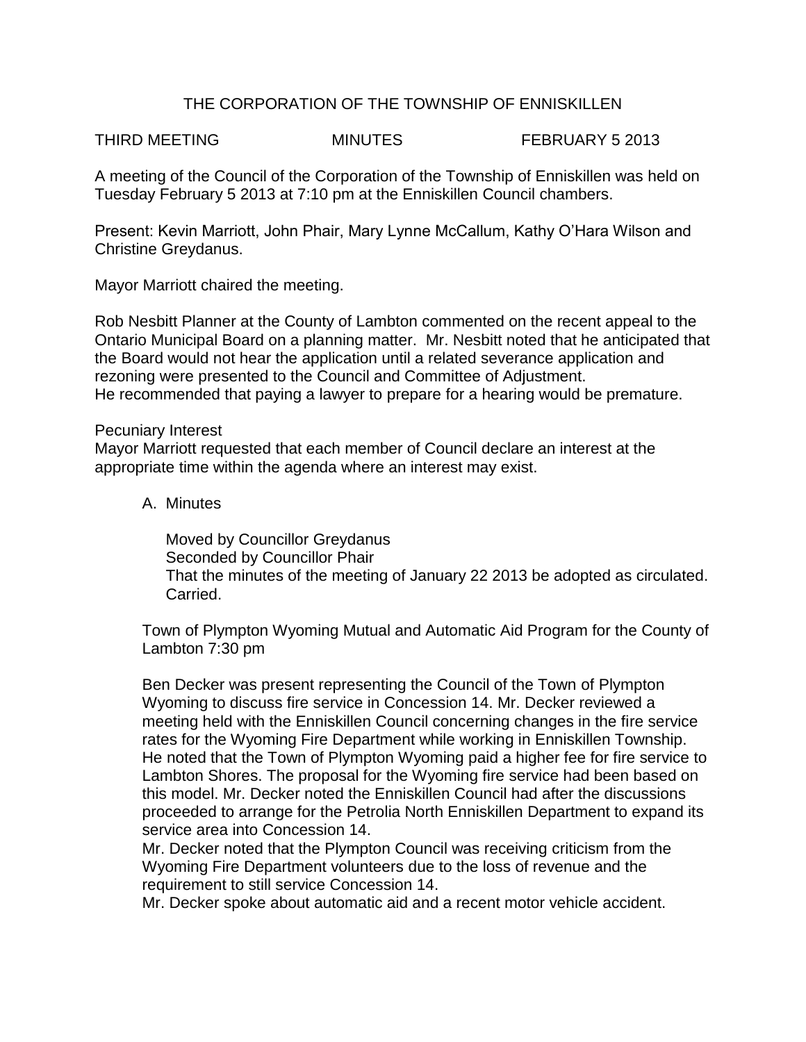# THE CORPORATION OF THE TOWNSHIP OF ENNISKILLEN

THIRD MEETING MINUTES FEBRUARY 5 2013

A meeting of the Council of the Corporation of the Township of Enniskillen was held on Tuesday February 5 2013 at 7:10 pm at the Enniskillen Council chambers.

Present: Kevin Marriott, John Phair, Mary Lynne McCallum, Kathy O'Hara Wilson and Christine Greydanus.

Mayor Marriott chaired the meeting.

Rob Nesbitt Planner at the County of Lambton commented on the recent appeal to the Ontario Municipal Board on a planning matter. Mr. Nesbitt noted that he anticipated that the Board would not hear the application until a related severance application and rezoning were presented to the Council and Committee of Adjustment.
He recommended that paying a lawyer to prepare for a hearing would be premature.

Pecuniary Interest
Mayor Marriott requested that each member of Council declare an interest at the appropriate time within the agenda where an interest may exist.

A. Minutes

Moved by Councillor Greydanus
Seconded by Councillor Phair
That the minutes of the meeting of January 22 2013 be adopted as circulated.
Carried.

Town of Plympton Wyoming Mutual and Automatic Aid Program for the County of Lambton 7:30 pm

Ben Decker was present representing the Council of the Town of Plympton Wyoming to discuss fire service in Concession 14. Mr. Decker reviewed a meeting held with the Enniskillen Council concerning changes in the fire service rates for the Wyoming Fire Department while working in Enniskillen Township. He noted that the Town of Plympton Wyoming paid a higher fee for fire service to Lambton Shores. The proposal for the Wyoming fire service had been based on this model. Mr. Decker noted the Enniskillen Council had after the discussions proceeded to arrange for the Petrolia North Enniskillen Department to expand its service area into Concession 14.
Mr. Decker noted that the Plympton Council was receiving criticism from the Wyoming Fire Department volunteers due to the loss of revenue and the requirement to still service Concession 14.
Mr. Decker spoke about automatic aid and a recent motor vehicle accident.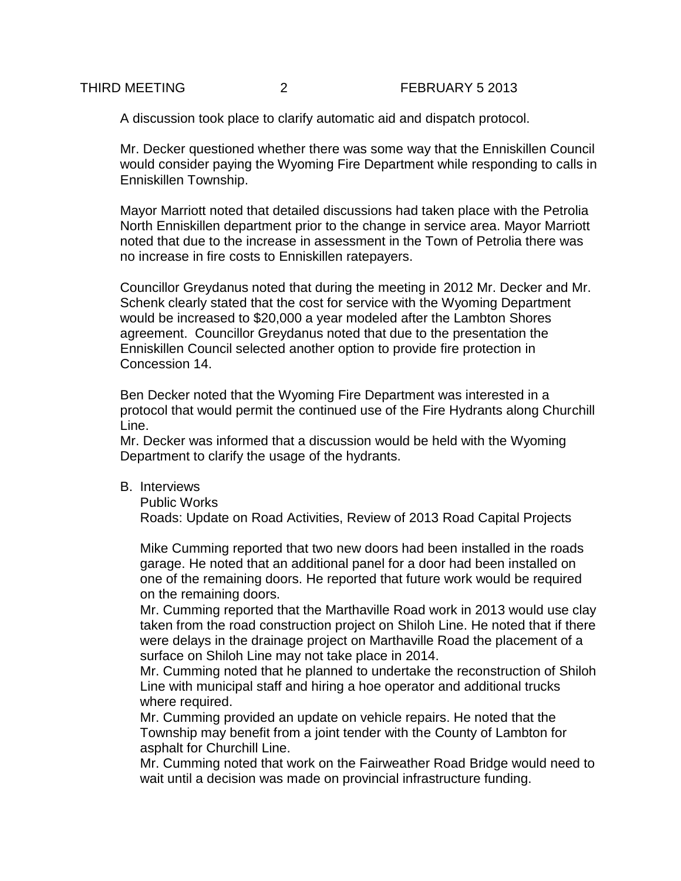A discussion took place to clarify automatic aid and dispatch protocol.

Mr. Decker questioned whether there was some way that the Enniskillen Council would consider paying the Wyoming Fire Department while responding to calls in Enniskillen Township.

Mayor Marriott noted that detailed discussions had taken place with the Petrolia North Enniskillen department prior to the change in service area. Mayor Marriott noted that due to the increase in assessment in the Town of Petrolia there was no increase in fire costs to Enniskillen ratepayers.

Councillor Greydanus noted that during the meeting in 2012 Mr. Decker and Mr. Schenk clearly stated that the cost for service with the Wyoming Department would be increased to $20,000 a year modeled after the Lambton Shores agreement. Councillor Greydanus noted that due to the presentation the Enniskillen Council selected another option to provide fire protection in Concession 14.

Ben Decker noted that the Wyoming Fire Department was interested in a protocol that would permit the continued use of the Fire Hydrants along Churchill Line.
Mr. Decker was informed that a discussion would be held with the Wyoming Department to clarify the usage of the hydrants.

B. Interviews
   Public Works
   Roads: Update on Road Activities, Review of 2013 Road Capital Projects

   Mike Cumming reported that two new doors had been installed in the roads garage. He noted that an additional panel for a door had been installed on one of the remaining doors. He reported that future work would be required on the remaining doors.
   Mr. Cumming reported that the Marthaville Road work in 2013 would use clay taken from the road construction project on Shiloh Line. He noted that if there were delays in the drainage project on Marthaville Road the placement of a surface on Shiloh Line may not take place in 2014.
   Mr. Cumming noted that he planned to undertake the reconstruction of Shiloh Line with municipal staff and hiring a hoe operator and additional trucks where required.
   Mr. Cumming provided an update on vehicle repairs. He noted that the Township may benefit from a joint tender with the County of Lambton for asphalt for Churchill Line.
   Mr. Cumming noted that work on the Fairweather Road Bridge would need to wait until a decision was made on provincial infrastructure funding.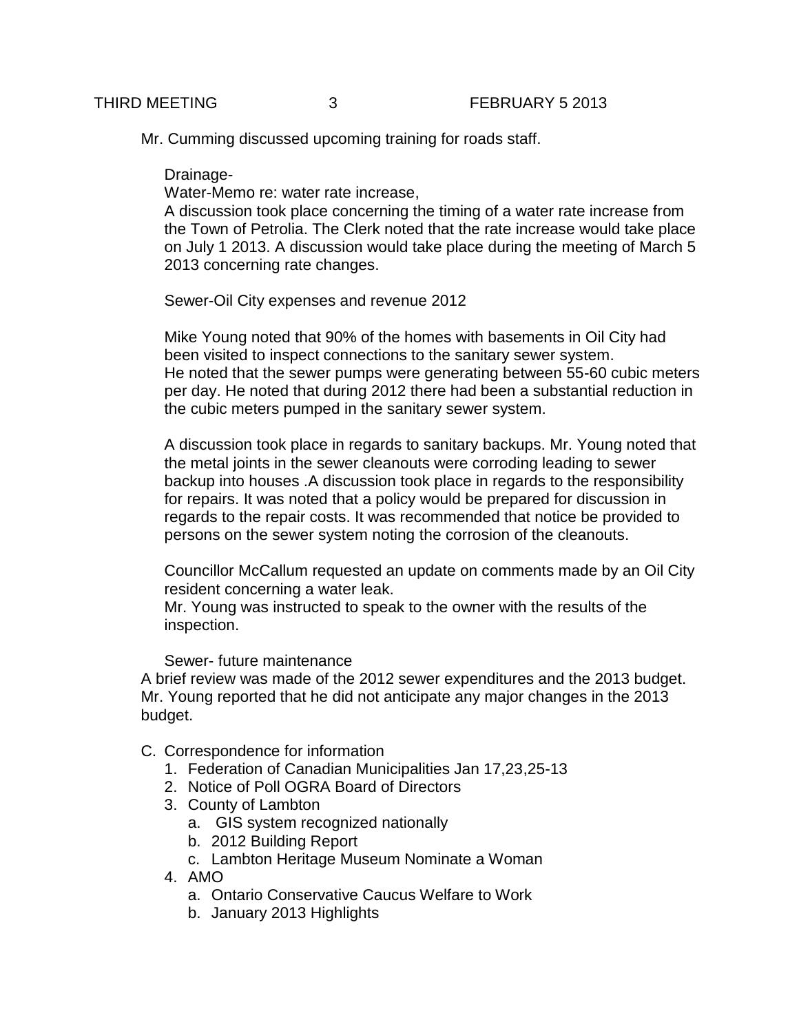Mr. Cumming discussed upcoming training for roads staff.

Drainage-

Water-Memo re: water rate increase,

A discussion took place concerning the timing of a water rate increase from the Town of Petrolia. The Clerk noted that the rate increase would take place on July 1 2013. A discussion would take place during the meeting of March 5 2013 concerning rate changes.

Sewer-Oil City expenses and revenue 2012

Mike Young noted that 90% of the homes with basements in Oil City had been visited to inspect connections to the sanitary sewer system. He noted that the sewer pumps were generating between 55-60 cubic meters per day. He noted that during 2012 there had been a substantial reduction in the cubic meters pumped in the sanitary sewer system.

A discussion took place in regards to sanitary backups. Mr. Young noted that the metal joints in the sewer cleanouts were corroding leading to sewer backup into houses .A discussion took place in regards to the responsibility for repairs. It was noted that a policy would be prepared for discussion in regards to the repair costs. It was recommended that notice be provided to persons on the sewer system noting the corrosion of the cleanouts.

Councillor McCallum requested an update on comments made by an Oil City resident concerning a water leak.

Mr. Young was instructed to speak to the owner with the results of the inspection.

Sewer- future maintenance

A brief review was made of the 2012 sewer expenditures and the 2013 budget. Mr. Young reported that he did not anticipate any major changes in the 2013 budget.

C. Correspondence for information

1. Federation of Canadian Municipalities Jan 17,23,25-13
2. Notice of Poll OGRA Board of Directors
3. County of Lambton
   a. GIS system recognized nationally
   b. 2012 Building Report
   c. Lambton Heritage Museum Nominate a Woman
4. AMO
   a. Ontario Conservative Caucus Welfare to Work
   b. January 2013 Highlights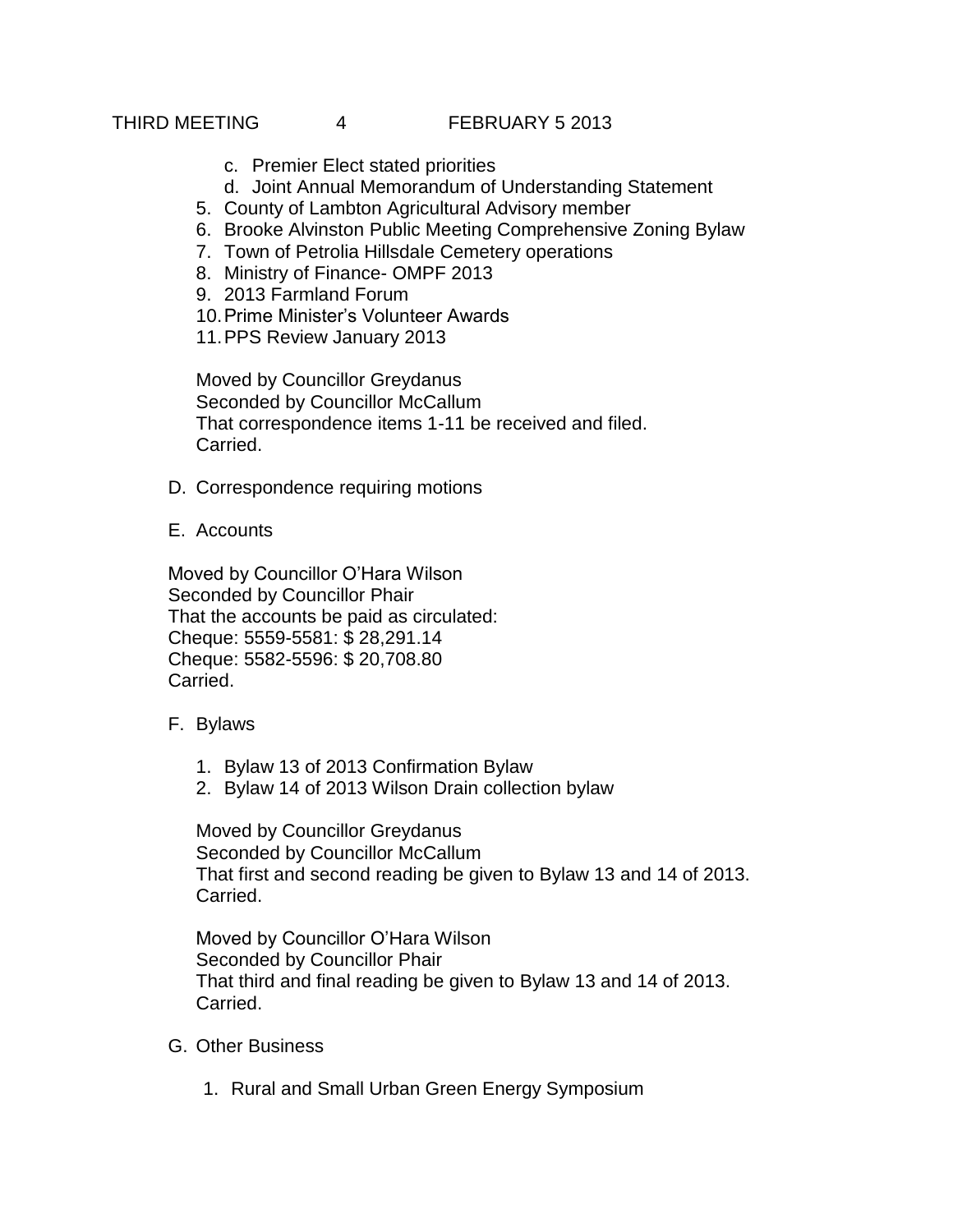c. Premier Elect stated priorities
d. Joint Annual Memorandum of Understanding Statement

5. County of Lambton Agricultural Advisory member
6. Brooke Alvinston Public Meeting Comprehensive Zoning Bylaw
7. Town of Petrolia Hillsdale Cemetery operations
8. Ministry of Finance- OMPF 2013
9. 2013 Farmland Forum
10. Prime Minister's Volunteer Awards
11. PPS Review January 2013

Moved by Councillor Greydanus
Seconded by Councillor McCallum
That correspondence items 1-11 be received and filed.
Carried.

D. Correspondence requiring motions

E. Accounts

Moved by Councillor O'Hara Wilson
Seconded by Councillor Phair
That the accounts be paid as circulated:
Cheque: 5559-5581: $ 28,291.14
Cheque: 5582-5596: $ 20,708.80
Carried.

F. Bylaws

1. Bylaw 13 of 2013 Confirmation Bylaw
2. Bylaw 14 of 2013 Wilson Drain collection bylaw

Moved by Councillor Greydanus
Seconded by Councillor McCallum
That first and second reading be given to Bylaw 13 and 14 of 2013.
Carried.

Moved by Councillor O'Hara Wilson
Seconded by Councillor Phair
That third and final reading be given to Bylaw 13 and 14 of 2013.
Carried.

G. Other Business

1. Rural and Small Urban Green Energy Symposium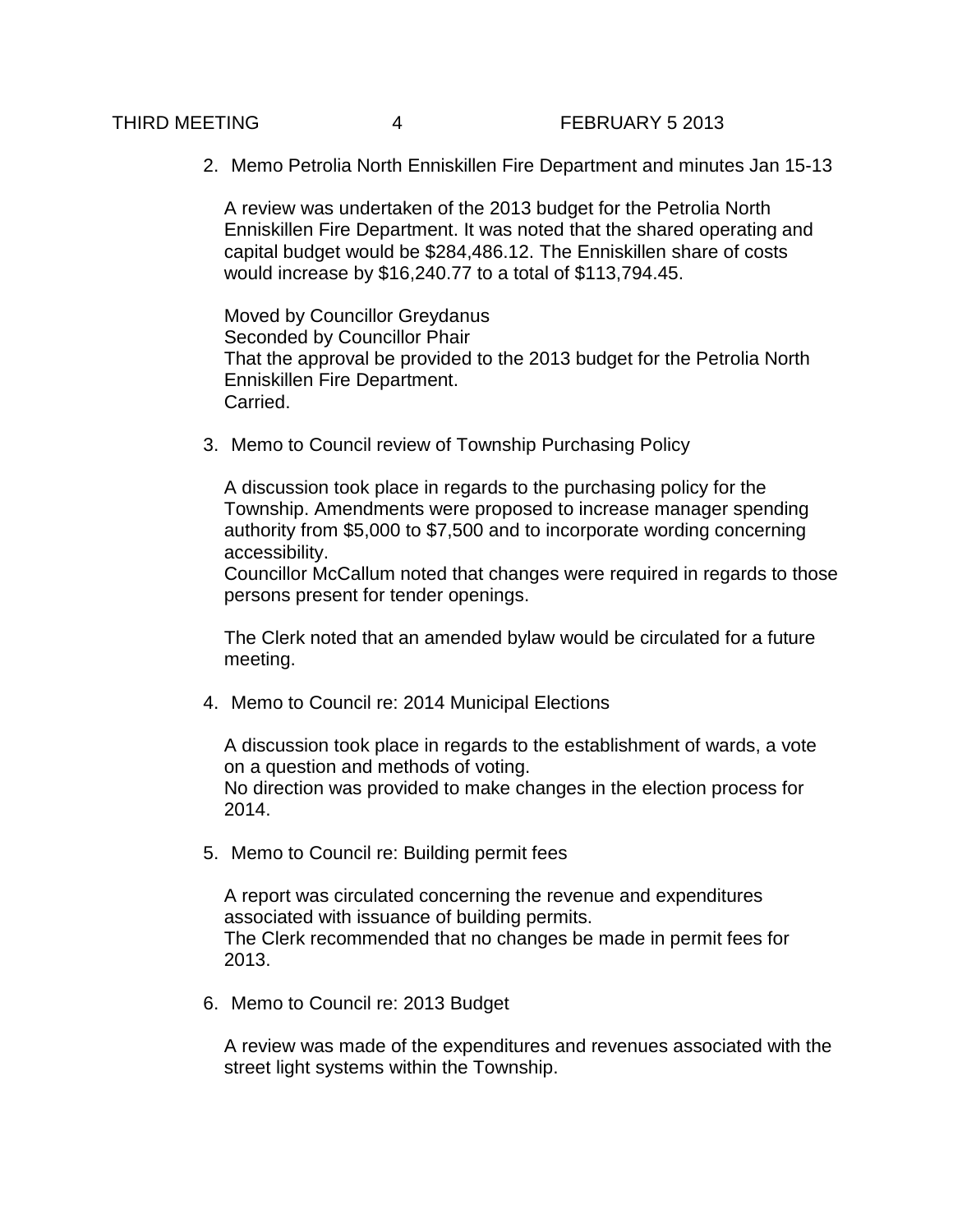2. Memo Petrolia North Enniskillen Fire Department and minutes Jan 15-13

   A review was undertaken of the 2013 budget for the Petrolia North Enniskillen Fire Department. It was noted that the shared operating and capital budget would be $284,486.12. The Enniskillen share of costs would increase by $16,240.77 to a total of $113,794.45.

   Moved by Councillor Greydanus
   Seconded by Councillor Phair
   That the approval be provided to the 2013 budget for the Petrolia North Enniskillen Fire Department.
   Carried.

3. Memo to Council review of Township Purchasing Policy

   A discussion took place in regards to the purchasing policy for the Township. Amendments were proposed to increase manager spending authority from $5,000 to $7,500 and to incorporate wording concerning accessibility.
   Councillor McCallum noted that changes were required in regards to those persons present for tender openings.

   The Clerk noted that an amended bylaw would be circulated for a future meeting.

4. Memo to Council re: 2014 Municipal Elections

   A discussion took place in regards to the establishment of wards, a vote on a question and methods of voting.
   No direction was provided to make changes in the election process for 2014.

5. Memo to Council re: Building permit fees

   A report was circulated concerning the revenue and expenditures associated with issuance of building permits.
   The Clerk recommended that no changes be made in permit fees for 2013.

6. Memo to Council re: 2013 Budget

   A review was made of the expenditures and revenues associated with the street light systems within the Township.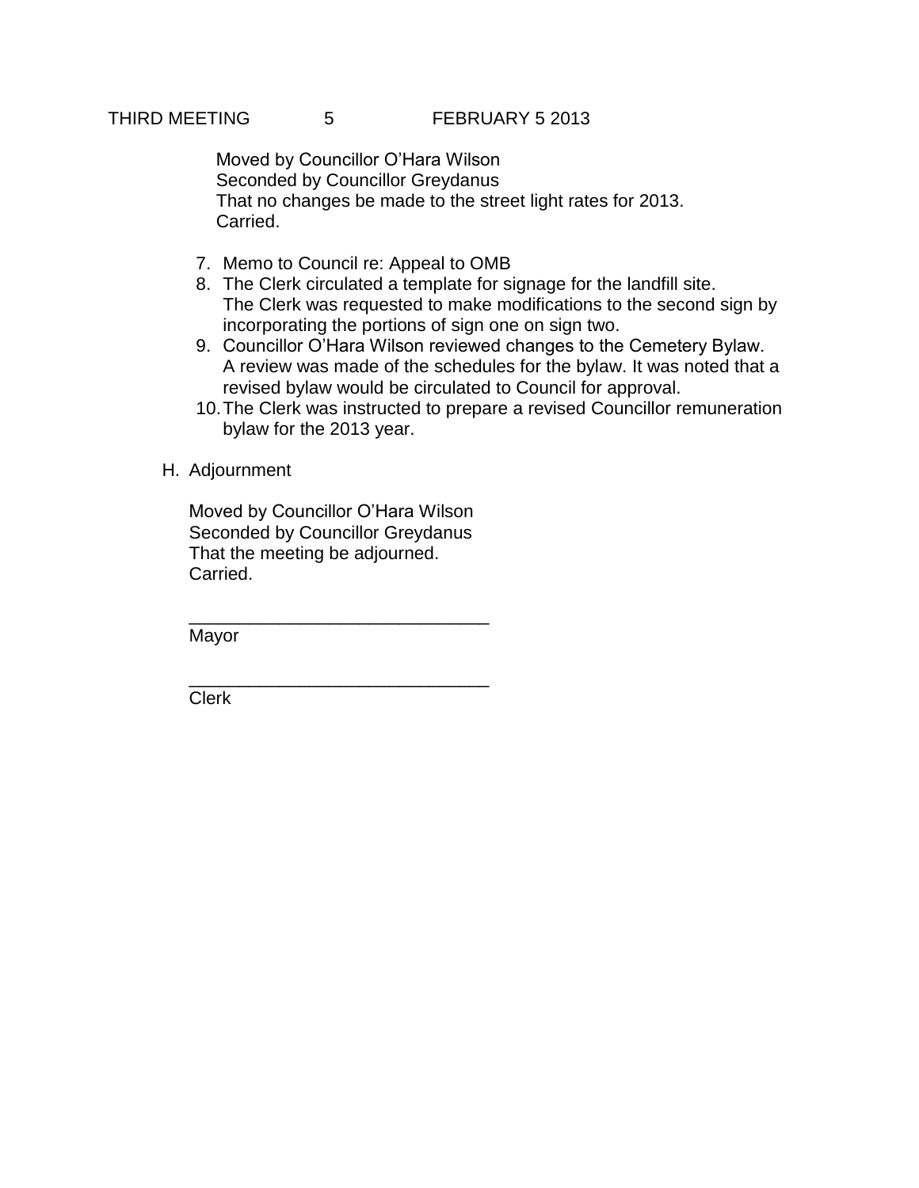Moved by Councillor O'Hara Wilson
Seconded by Councillor Greydanus
That no changes be made to the street light rates for 2013.
Carried.

7. Memo to Council re: Appeal to OMB
8. The Clerk circulated a template for signage for the landfill site. The Clerk was requested to make modifications to the second sign by incorporating the portions of sign one on sign two.
9. Councillor O'Hara Wilson reviewed changes to the Cemetery Bylaw. A review was made of the schedules for the bylaw. It was noted that a revised bylaw would be circulated to Council for approval.
10. The Clerk was instructed to prepare a revised Councillor remuneration bylaw for the 2013 year.

H. Adjournment

Moved by Councillor O'Hara Wilson
Seconded by Councillor Greydanus
That the meeting be adjourned.
Carried.

______________________________
Mayor

______________________________
Clerk